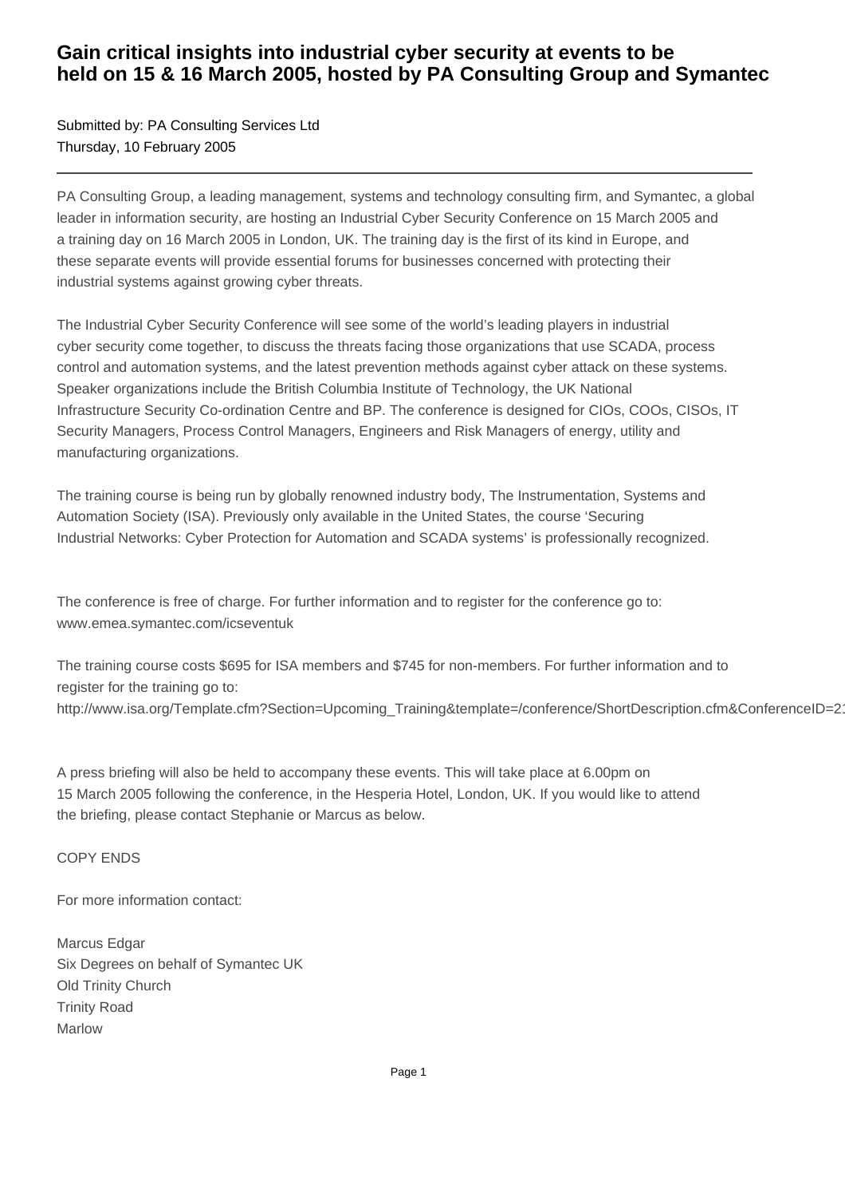# Gain critical insights into industrial cyber security at events to be held on 15 & 16 March 2005, hosted by PA Consulting Group and Symantec

Submitted by: PA Consulting Services Ltd
Thursday, 10 February 2005

---

PA Consulting Group, a leading management, systems and technology consulting firm, and Symantec, a global leader in information security, are hosting an Industrial Cyber Security Conference on 15 March 2005 and a training day on 16 March 2005 in London, UK. The training day is the first of its kind in Europe, and these separate events will provide essential forums for businesses concerned with protecting their industrial systems against growing cyber threats.

The Industrial Cyber Security Conference will see some of the world's leading players in industrial cyber security come together, to discuss the threats facing those organizations that use SCADA, process control and automation systems, and the latest prevention methods against cyber attack on these systems. Speaker organizations include the British Columbia Institute of Technology, the UK National Infrastructure Security Co-ordination Centre and BP. The conference is designed for CIOs, COOs, CISOs, IT Security Managers, Process Control Managers, Engineers and Risk Managers of energy, utility and manufacturing organizations.

The training course is being run by globally renowned industry body, The Instrumentation, Systems and Automation Society (ISA). Previously only available in the United States, the course 'Securing Industrial Networks: Cyber Protection for Automation and SCADA systems' is professionally recognized.

The conference is free of charge. For further information and to register for the conference go to: www.emea.symantec.com/icseventuk

The training course costs $695 for ISA members and $745 for non-members. For further information and to register for the training go to:
http://www.isa.org/Template.cfm?Section=Upcoming_Training&template=/conference/ShortDescription.cfm&ConferenceID=2

A press briefing will also be held to accompany these events. This will take place at 6.00pm on 15 March 2005 following the conference, in the Hesperia Hotel, London, UK. If you would like to attend the briefing, please contact Stephanie or Marcus as below.

COPY ENDS

For more information contact:

Marcus Edgar
Six Degrees on behalf of Symantec UK
Old Trinity Church
Trinity Road
Marlow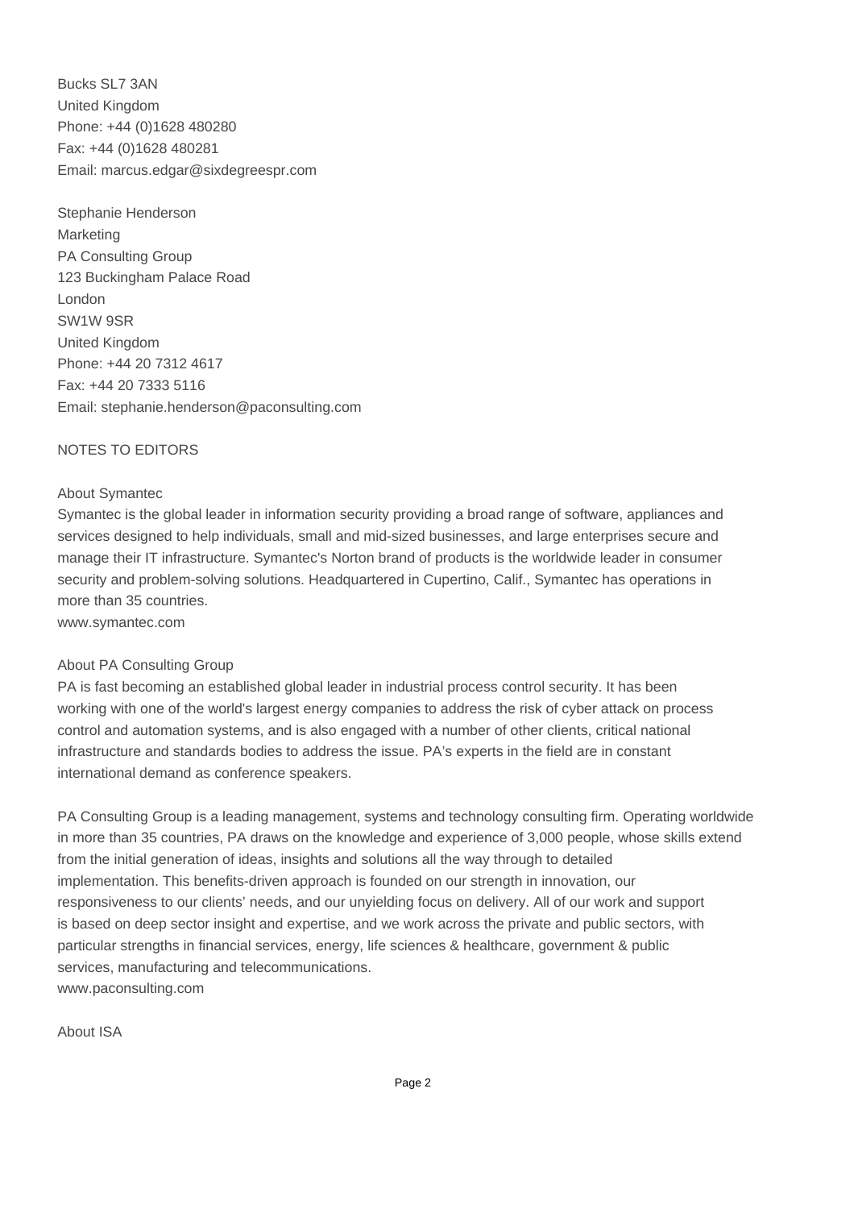Bucks SL7 3AN
United Kingdom
Phone: +44 (0)1628 480280
Fax: +44 (0)1628 480281
Email: marcus.edgar@sixdegreespr.com

Stephanie Henderson
Marketing
PA Consulting Group
123 Buckingham Palace Road
London
SW1W 9SR
United Kingdom
Phone: +44 20 7312 4617
Fax: +44 20 7333 5116
Email: stephanie.henderson@paconsulting.com

NOTES TO EDITORS

About Symantec
Symantec is the global leader in information security providing a broad range of software, appliances and services designed to help individuals, small and mid-sized businesses, and large enterprises secure and manage their IT infrastructure. Symantec's Norton brand of products is the worldwide leader in consumer security and problem-solving solutions. Headquartered in Cupertino, Calif., Symantec has operations in more than 35 countries.
www.symantec.com

About PA Consulting Group
PA is fast becoming an established global leader in industrial process control security. It has been working with one of the world's largest energy companies to address the risk of cyber attack on process control and automation systems, and is also engaged with a number of other clients, critical national infrastructure and standards bodies to address the issue. PA's experts in the field are in constant international demand as conference speakers.

PA Consulting Group is a leading management, systems and technology consulting firm. Operating worldwide in more than 35 countries, PA draws on the knowledge and experience of 3,000 people, whose skills extend from the initial generation of ideas, insights and solutions all the way through to detailed implementation. This benefits-driven approach is founded on our strength in innovation, our responsiveness to our clients' needs, and our unyielding focus on delivery. All of our work and support is based on deep sector insight and expertise, and we work across the private and public sectors, with particular strengths in financial services, energy, life sciences & healthcare, government & public services, manufacturing and telecommunications.
www.paconsulting.com

About ISA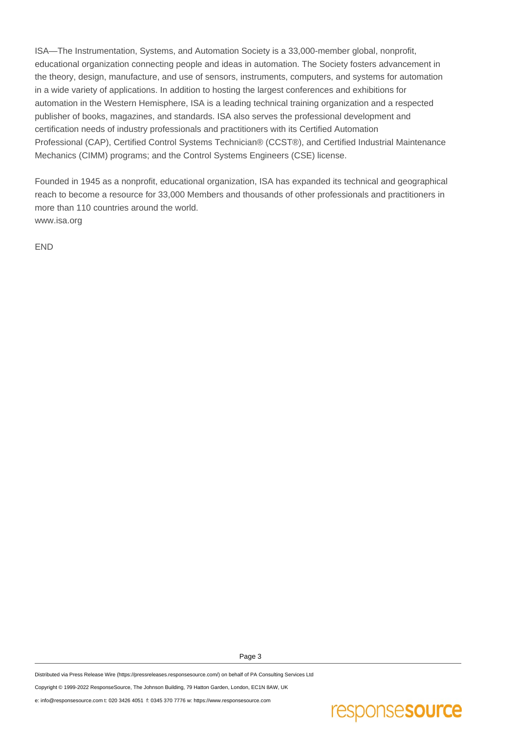ISA—The Instrumentation, Systems, and Automation Society is a 33,000-member global, nonprofit, educational organization connecting people and ideas in automation. The Society fosters advancement in the theory, design, manufacture, and use of sensors, instruments, computers, and systems for automation in a wide variety of applications. In addition to hosting the largest conferences and exhibitions for automation in the Western Hemisphere, ISA is a leading technical training organization and a respected publisher of books, magazines, and standards. ISA also serves the professional development and certification needs of industry professionals and practitioners with its Certified Automation Professional (CAP), Certified Control Systems Technician® (CCST®), and Certified Industrial Maintenance Mechanics (CIMM) programs; and the Control Systems Engineers (CSE) license.

Founded in 1945 as a nonprofit, educational organization, ISA has expanded its technical and geographical reach to become a resource for 33,000 Members and thousands of other professionals and practitioners in more than 110 countries around the world.
www.isa.org

END

Distributed via Press Release Wire (https://pressreleases.responsesource.com/) on behalf of PA Consulting Services Ltd

Copyright © 1999-2022 ResponseSource, The Johnson Building, 79 Hatton Garden, London, EC1N 8AW, UK

e: info@responsesource.com t: 020 3426 4051 f: 0345 370 7776 w: https://www.responsesource.com

responsesource